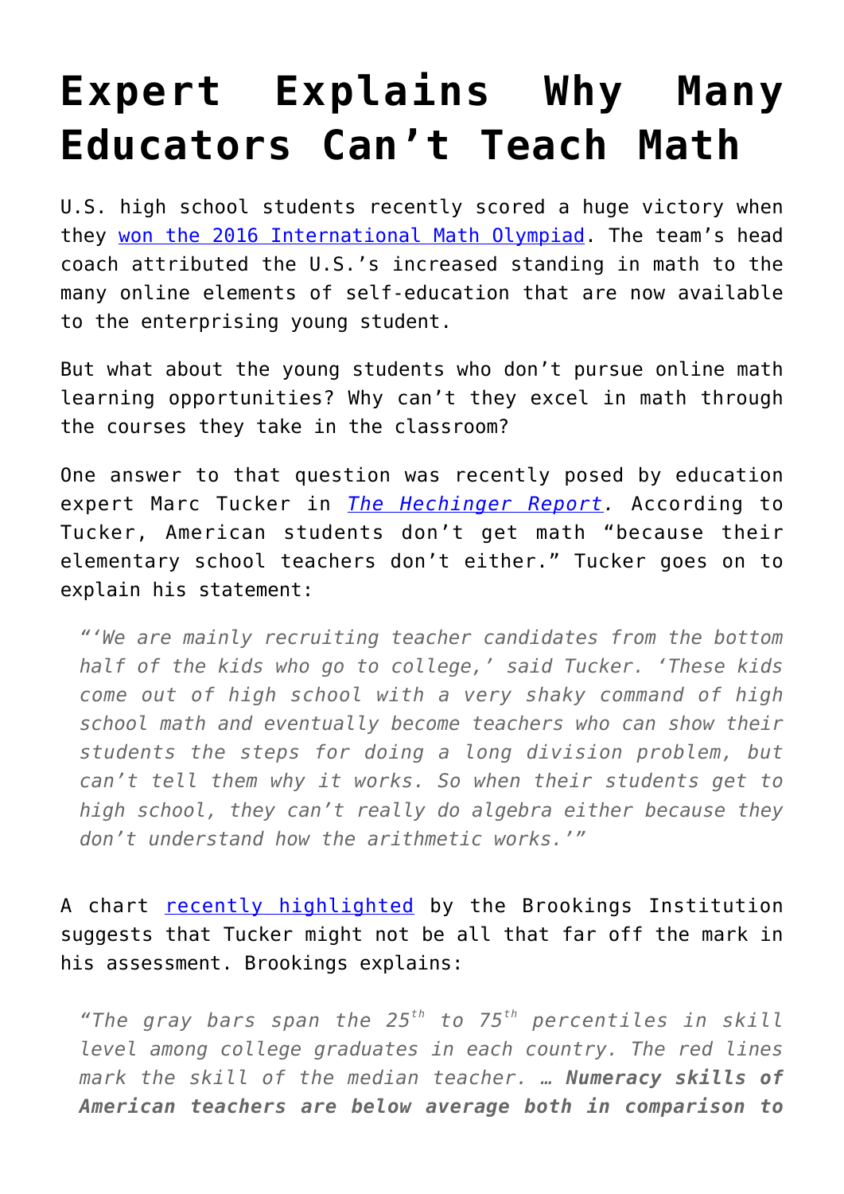# Expert Explains Why Many Educators Can't Teach Math

U.S. high school students recently scored a huge victory when they [won the 2016 International Math Olympiad](). The team's head coach attributed the U.S.'s increased standing in math to the many online elements of self-education that are now available to the enterprising young student.

But what about the young students who don't pursue online math learning opportunities? Why can't they excel in math through the courses they take in the classroom?

One answer to that question was recently posed by education expert Marc Tucker in [*The Hechinger Report*](). According to Tucker, American students don't get math "because their elementary school teachers don't either." Tucker goes on to explain his statement:

> *"'We are mainly recruiting teacher candidates from the bottom half of the kids who go to college,' said Tucker. 'These kids come out of high school with a very shaky command of high school math and eventually become teachers who can show their students the steps for doing a long division problem, but can't tell them why it works. So when their students get to high school, they can't really do algebra either because they don't understand how the arithmetic works.'"*

A chart [recently highlighted]() by the Brookings Institution suggests that Tucker might not be all that far off the mark in his assessment. Brookings explains:

> *"The gray bars span the 25th to 75th percentiles in skill level among college graduates in each country. The red lines mark the skill of the median teacher. … **Numeracy skills of American teachers are below average both in comparison to***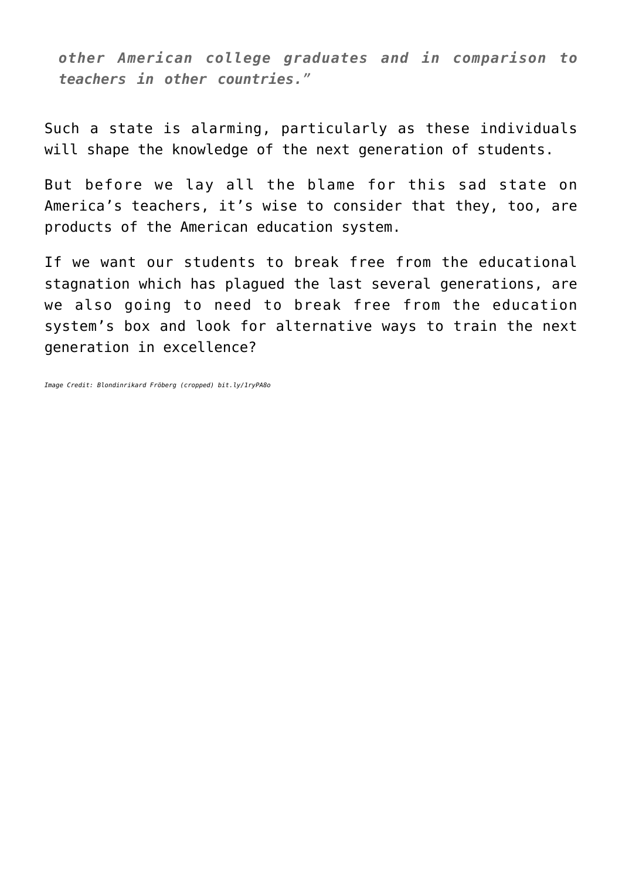> *other American college graduates and in comparison to teachers in other countries."*

Such a state is alarming, particularly as these individuals will shape the knowledge of the next generation of students.

But before we lay all the blame for this sad state on America's teachers, it's wise to consider that they, too, are products of the American education system.

If we want our students to break free from the educational stagnation which has plagued the last several generations, are we also going to need to break free from the education system's box and look for alternative ways to train the next generation in excellence?

*Image Credit: Blondinrikard Fröberg (cropped) bit.ly/1ryPA8o*